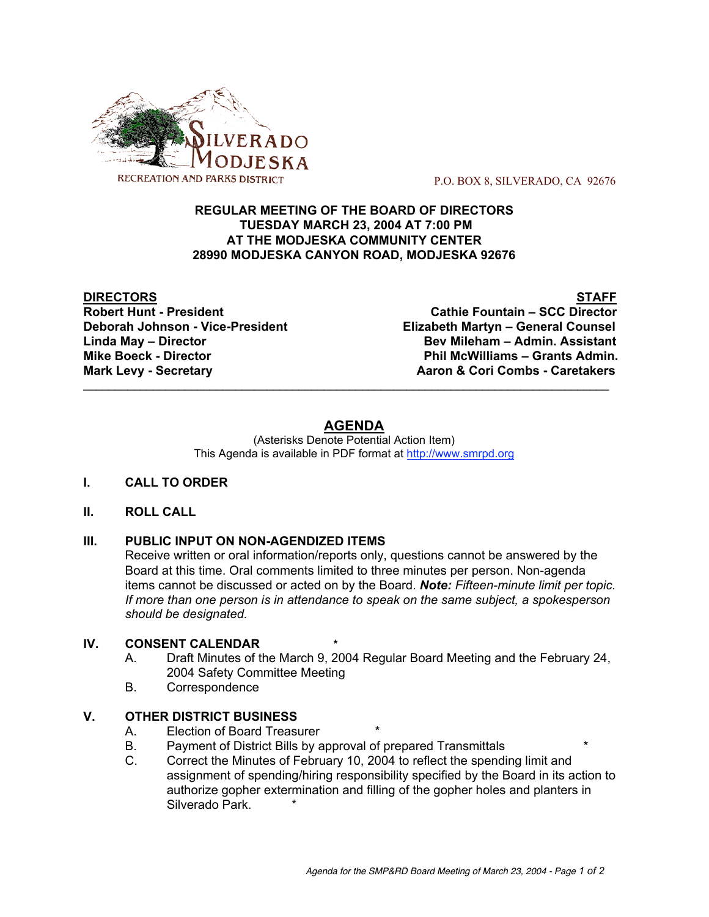SILVERADO MODJESKA
RECREATION AND PARKS DISTRICT

P.O. BOX 8, SILVERADO, CA 92676

**REGULAR MEETING OF THE BOARD OF DIRECTORS**
**TUESDAY MARCH 23, 2004 AT 7:00 PM**
**AT THE MODJESKA COMMUNITY CENTER**
**28990 MODJESKA CANYON ROAD, MODJESKA 92676**

| **DIRECTORS** | **STAFF** |
|---|---|
| **Robert Hunt - President** | **Cathie Fountain – SCC Director** |
| **Deborah Johnson - Vice-President** | **Elizabeth Martyn – General Counsel** |
| **Linda May – Director** | **Bev Mileham – Admin. Assistant** |
| **Mike Boeck - Director** | **Phil McWilliams – Grants Admin.** |
| **Mark Levy - Secretary** | **Aaron & Cori Combs - Caretakers** |

## AGENDA

(Asterisks Denote Potential Action Item)
This Agenda is available in PDF format at http://www.smrpd.org

**I. CALL TO ORDER**

**II. ROLL CALL**

**III. PUBLIC INPUT ON NON-AGENDIZED ITEMS**

Receive written or oral information/reports only, questions cannot be answered by the Board at this time. Oral comments limited to three minutes per person. Non-agenda items cannot be discussed or acted on by the Board. ***Note:*** *Fifteen-minute limit per topic. If more than one person is in attendance to speak on the same subject, a spokesperson should be designated.*

**IV. CONSENT CALENDAR** *

A. Draft Minutes of the March 9, 2004 Regular Board Meeting and the February 24, 2004 Safety Committee Meeting

B. Correspondence

**V. OTHER DISTRICT BUSINESS**

A. Election of Board Treasurer *

B. Payment of District Bills by approval of prepared Transmittals *

C. Correct the Minutes of February 10, 2004 to reflect the spending limit and assignment of spending/hiring responsibility specified by the Board in its action to authorize gopher extermination and filling of the gopher holes and planters in Silverado Park. *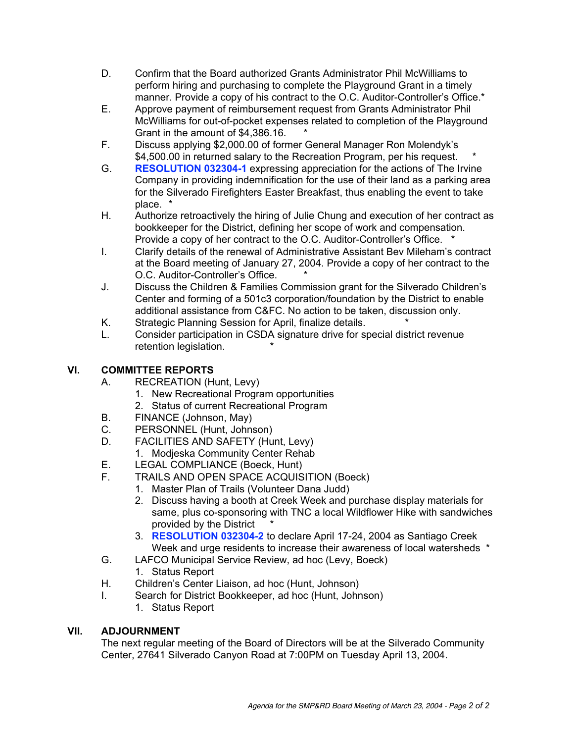D. Confirm that the Board authorized Grants Administrator Phil McWilliams to perform hiring and purchasing to complete the Playground Grant in a timely manner. Provide a copy of his contract to the O.C. Auditor-Controller's Office.*

E. Approve payment of reimbursement request from Grants Administrator Phil McWilliams for out-of-pocket expenses related to completion of the Playground Grant in the amount of $4,386.16. *

F. Discuss applying $2,000.00 of former General Manager Ron Molendyk's $4,500.00 in returned salary to the Recreation Program, per his request. *

G. **RESOLUTION 032304-1** expressing appreciation for the actions of The Irvine Company in providing indemnification for the use of their land as a parking area for the Silverado Firefighters Easter Breakfast, thus enabling the event to take place. *

H. Authorize retroactively the hiring of Julie Chung and execution of her contract as bookkeeper for the District, defining her scope of work and compensation. Provide a copy of her contract to the O.C. Auditor-Controller's Office. *

I. Clarify details of the renewal of Administrative Assistant Bev Mileham's contract at the Board meeting of January 27, 2004. Provide a copy of her contract to the O.C. Auditor-Controller's Office. *

J. Discuss the Children & Families Commission grant for the Silverado Children's Center and forming of a 501c3 corporation/foundation by the District to enable additional assistance from C&FC. No action to be taken, discussion only.

K. Strategic Planning Session for April, finalize details. *

L. Consider participation in CSDA signature drive for special district revenue retention legislation. *

## VI. COMMITTEE REPORTS

A. RECREATION (Hunt, Levy)
   1. New Recreational Program opportunities
   2. Status of current Recreational Program

B. FINANCE (Johnson, May)

C. PERSONNEL (Hunt, Johnson)

D. FACILITIES AND SAFETY (Hunt, Levy)
   1. Modjeska Community Center Rehab

E. LEGAL COMPLIANCE (Boeck, Hunt)

F. TRAILS AND OPEN SPACE ACQUISITION (Boeck)
   1. Master Plan of Trails (Volunteer Dana Judd)
   2. Discuss having a booth at Creek Week and purchase display materials for same, plus co-sponsoring with TNC a local Wildflower Hike with sandwiches provided by the District *
   3. **RESOLUTION 032304-2** to declare April 17-24, 2004 as Santiago Creek Week and urge residents to increase their awareness of local watersheds *

G. LAFCO Municipal Service Review, ad hoc (Levy, Boeck)
   1. Status Report

H. Children's Center Liaison, ad hoc (Hunt, Johnson)

I. Search for District Bookkeeper, ad hoc (Hunt, Johnson)
   1. Status Report

## VII. ADJOURNMENT

The next regular meeting of the Board of Directors will be at the Silverado Community Center, 27641 Silverado Canyon Road at 7:00PM on Tuesday April 13, 2004.